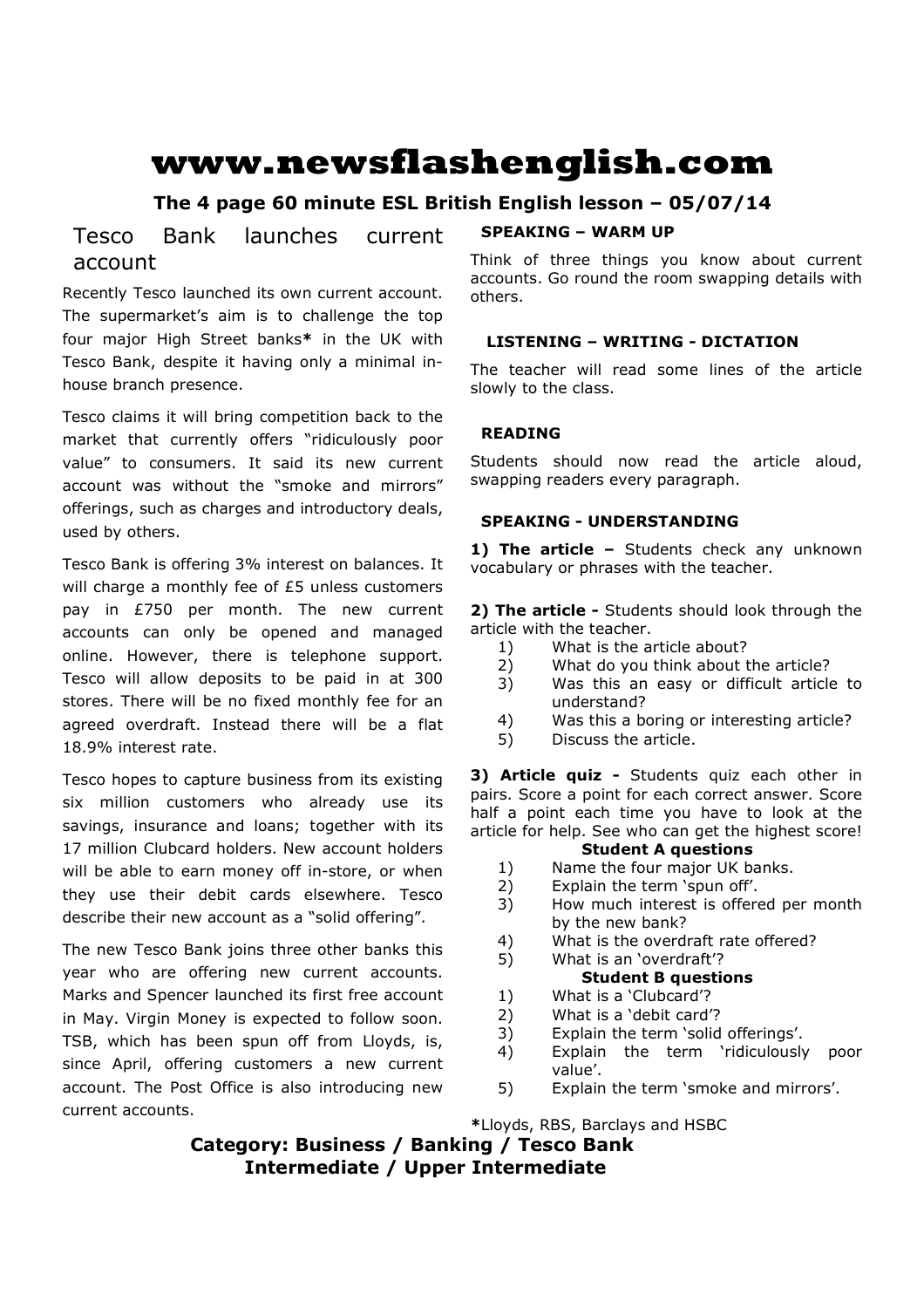# www.newsflashenglish.com

**The 4 page 60 minute ESL British English lesson – 05/07/14**

## Tesco Bank launches current account

Recently Tesco launched its own current account. The supermarket's aim is to challenge the top four major High Street banks**\*** in the UK with Tesco Bank, despite it having only a minimal in-house branch presence.

Tesco claims it will bring competition back to the market that currently offers "ridiculously poor value" to consumers. It said its new current account was without the "smoke and mirrors" offerings, such as charges and introductory deals, used by others.

Tesco Bank is offering 3% interest on balances. It will charge a monthly fee of £5 unless customers pay in £750 per month. The new current accounts can only be opened and managed online. However, there is telephone support. Tesco will allow deposits to be paid in at 300 stores. There will be no fixed monthly fee for an agreed overdraft. Instead there will be a flat 18.9% interest rate.

Tesco hopes to capture business from its existing six million customers who already use its savings, insurance and loans; together with its 17 million Clubcard holders. New account holders will be able to earn money off in-store, or when they use their debit cards elsewhere. Tesco describe their new account as a "solid offering".

The new Tesco Bank joins three other banks this year who are offering new current accounts. Marks and Spencer launched its first free account in May. Virgin Money is expected to follow soon. TSB, which has been spun off from Lloyds, is, since April, offering customers a new current account. The Post Office is also introducing new current accounts.

### SPEAKING – WARM UP

Think of three things you know about current accounts. Go round the room swapping details with others.

### LISTENING – WRITING - DICTATION

The teacher will read some lines of the article slowly to the class.

### READING

Students should now read the article aloud, swapping readers every paragraph.

### SPEAKING - UNDERSTANDING

**1) The article –** Students check any unknown vocabulary or phrases with the teacher.

**2) The article -** Students should look through the article with the teacher.

1) What is the article about?
2) What do you think about the article?
3) Was this an easy or difficult article to understand?
4) Was this a boring or interesting article?
5) Discuss the article.

**3) Article quiz -** Students quiz each other in pairs. Score a point for each correct answer. Score half a point each time you have to look at the article for help. See who can get the highest score!

**Student A questions**

1) Name the four major UK banks.
2) Explain the term 'spun off'.
3) How much interest is offered per month by the new bank?
4) What is the overdraft rate offered?
5) What is an 'overdraft'?

**Student B questions**

1) What is a 'Clubcard'?
2) What is a 'debit card'?
3) Explain the term 'solid offerings'.
4) Explain the term 'ridiculously poor value'.
5) Explain the term 'smoke and mirrors'.

**\***Lloyds, RBS, Barclays and HSBC

**Category: Business / Banking / Tesco Bank**
**Intermediate / Upper Intermediate**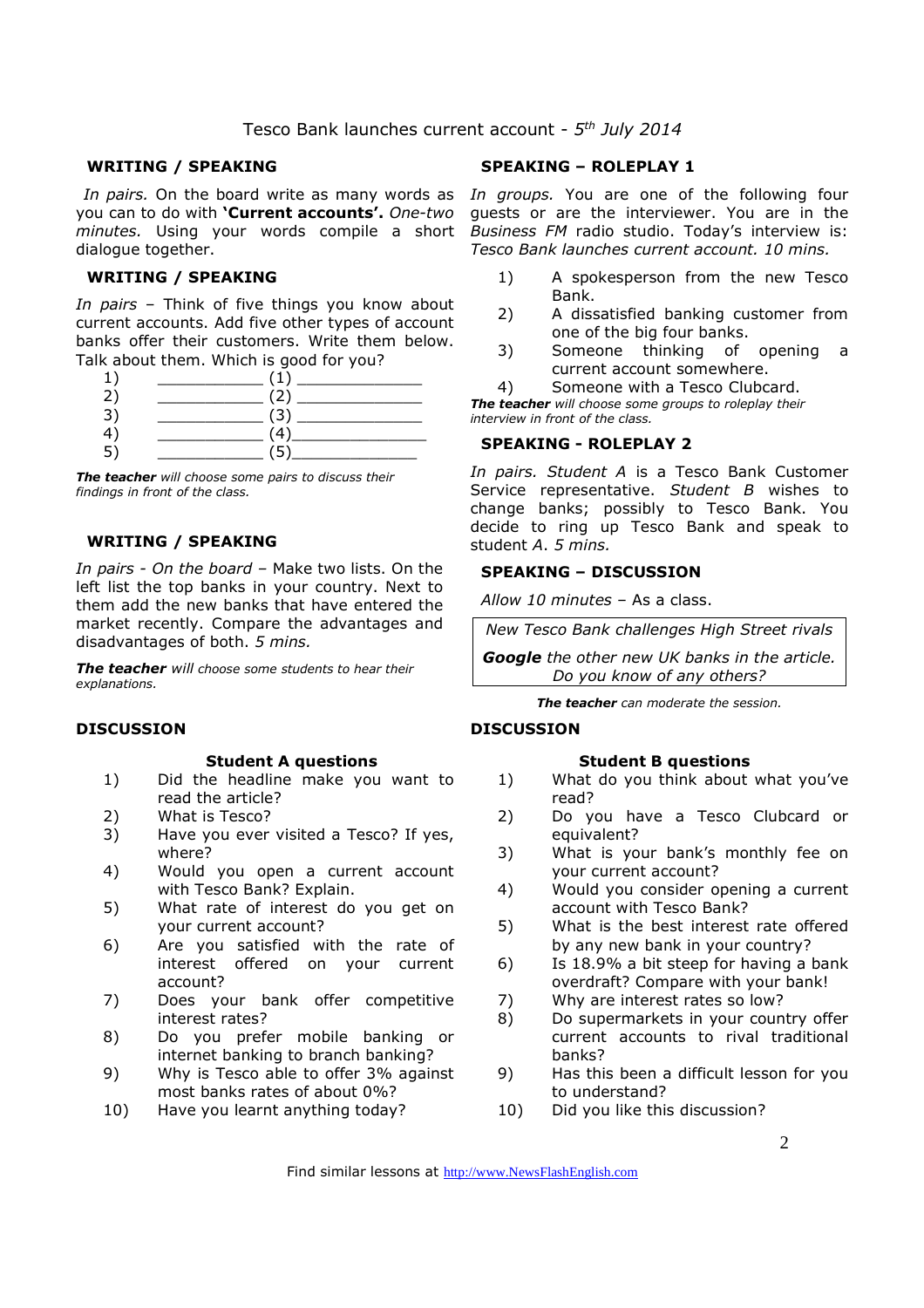Tesco Bank launches current account - *5th July 2014*

## WRITING / SPEAKING

*In pairs.* On the board write as many words as you can to do with **'Current accounts'.** *One-two minutes.* Using your words compile a short dialogue together.

## WRITING / SPEAKING

*In pairs* – Think of five things you know about current accounts. Add five other types of account banks offer their customers. Write them below. Talk about them. Which is good for you?

1) ___________ (1) _____________
2) ___________ (2) _____________
3) ___________ (3) _____________
4) ___________ (4)______________
5) ___________ (5)_____________

***The teacher*** *will choose some pairs to discuss their findings in front of the class.*

## WRITING / SPEAKING

*In pairs - On the board* – Make two lists. On the left list the top banks in your country. Next to them add the new banks that have entered the market recently. Compare the advantages and disadvantages of both. *5 mins.*

***The teacher*** *will choose some students to hear their explanations.*

## DISCUSSION

### Student A questions

1) Did the headline make you want to read the article?
2) What is Tesco?
3) Have you ever visited a Tesco? If yes, where?
4) Would you open a current account with Tesco Bank? Explain.
5) What rate of interest do you get on your current account?
6) Are you satisfied with the rate of interest offered on your current account?
7) Does your bank offer competitive interest rates?
8) Do you prefer mobile banking or internet banking to branch banking?
9) Why is Tesco able to offer 3% against most banks rates of about 0%?
10) Have you learnt anything today?

## SPEAKING – ROLEPLAY 1

*In groups.* You are one of the following four guests or are the interviewer. You are in the *Business FM* radio studio. Today's interview is: *Tesco Bank launches current account. 10 mins.*

1) A spokesperson from the new Tesco Bank.
2) A dissatisfied banking customer from one of the big four banks.
3) Someone thinking of opening a current account somewhere.
4) Someone with a Tesco Clubcard.

***The teacher*** *will choose some groups to roleplay their interview in front of the class.*

## SPEAKING - ROLEPLAY 2

*In pairs. Student A* is a Tesco Bank Customer Service representative. *Student B* wishes to change banks; possibly to Tesco Bank. You decide to ring up Tesco Bank and speak to student *A*. *5 mins.*

## SPEAKING – DISCUSSION

*Allow 10 minutes* – As a class.

*New Tesco Bank challenges High Street rivals*

***Google*** *the other new UK banks in the article. Do you know of any others?*

***The teacher*** *can moderate the session.*

## DISCUSSION

### Student B questions

1) What do you think about what you've read?
2) Do you have a Tesco Clubcard or equivalent?
3) What is your bank's monthly fee on your current account?
4) Would you consider opening a current account with Tesco Bank?
5) What is the best interest rate offered by any new bank in your country?
6) Is 18.9% a bit steep for having a bank overdraft? Compare with your bank!
7) Why are interest rates so low?
8) Do supermarkets in your country offer current accounts to rival traditional banks?
9) Has this been a difficult lesson for you to understand?
10) Did you like this discussion?

Find similar lessons at http://www.NewsFlashEnglish.com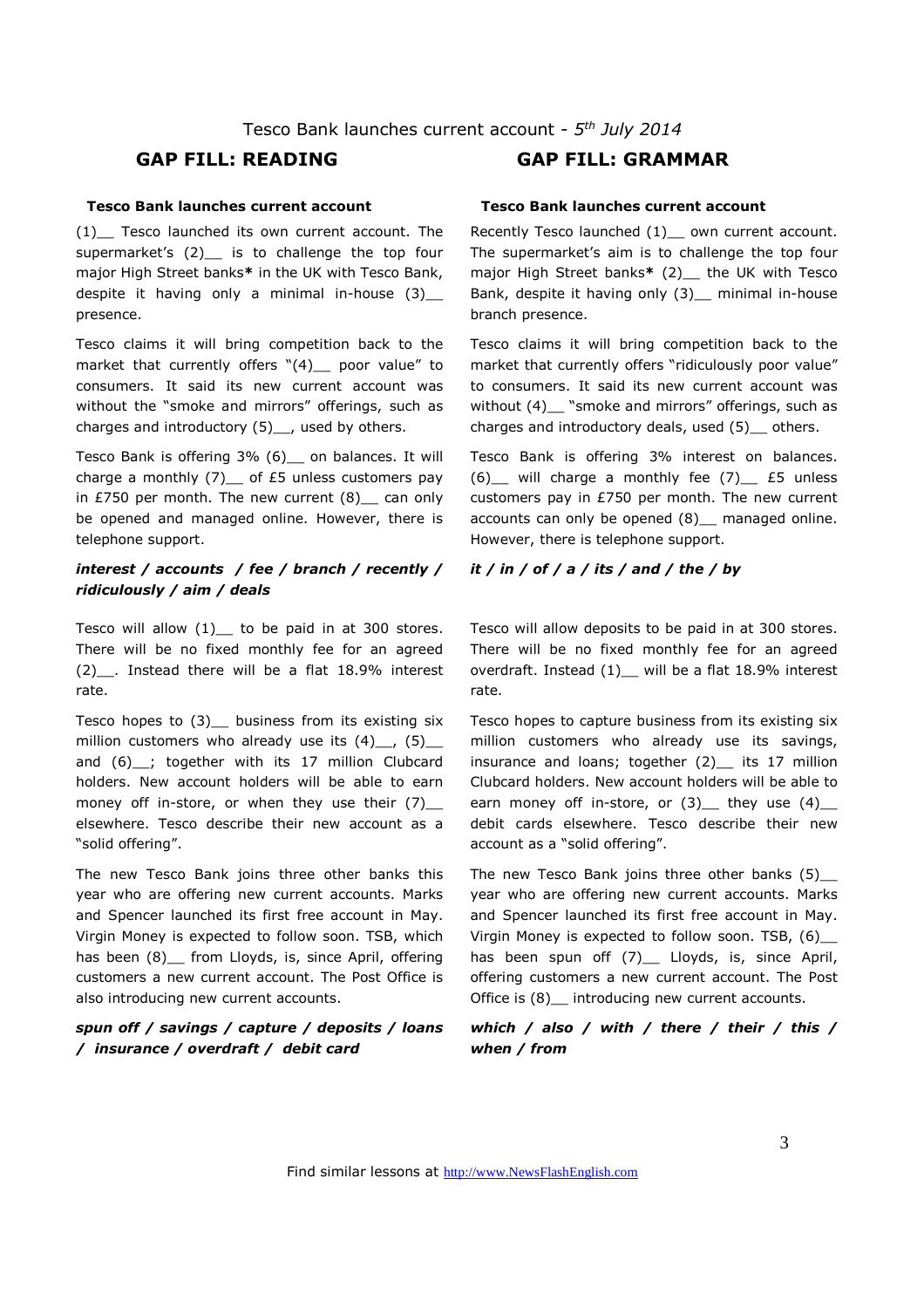Tesco Bank launches current account - *5th July 2014*

## GAP FILL: READING

**Tesco Bank launches current account**

(1)__ Tesco launched its own current account. The supermarket's (2)__ is to challenge the top four major High Street banks**\*** in the UK with Tesco Bank, despite it having only a minimal in-house (3)__ presence.

Tesco claims it will bring competition back to the market that currently offers "(4)__ poor value" to consumers. It said its new current account was without the "smoke and mirrors" offerings, such as charges and introductory (5)__, used by others.

Tesco Bank is offering 3% (6)__ on balances. It will charge a monthly (7)__ of £5 unless customers pay in £750 per month. The new current (8)__ can only be opened and managed online. However, there is telephone support.

***interest / accounts / fee / branch / recently / ridiculously / aim / deals***

Tesco will allow (1)__ to be paid in at 300 stores. There will be no fixed monthly fee for an agreed (2)__. Instead there will be a flat 18.9% interest rate.

Tesco hopes to (3)__ business from its existing six million customers who already use its (4)__, (5)__ and (6)__; together with its 17 million Clubcard holders. New account holders will be able to earn money off in-store, or when they use their (7)__ elsewhere. Tesco describe their new account as a "solid offering".

The new Tesco Bank joins three other banks this year who are offering new current accounts. Marks and Spencer launched its first free account in May. Virgin Money is expected to follow soon. TSB, which has been (8)__ from Lloyds, is, since April, offering customers a new current account. The Post Office is also introducing new current accounts.

***spun off / savings / capture / deposits / loans / insurance / overdraft / debit card***

## GAP FILL: GRAMMAR

**Tesco Bank launches current account**

Recently Tesco launched (1)__ own current account. The supermarket's aim is to challenge the top four major High Street banks**\*** (2)__ the UK with Tesco Bank, despite it having only (3)__ minimal in-house branch presence.

Tesco claims it will bring competition back to the market that currently offers "ridiculously poor value" to consumers. It said its new current account was without (4)__ "smoke and mirrors" offerings, such as charges and introductory deals, used (5)__ others.

Tesco Bank is offering 3% interest on balances. (6)__ will charge a monthly fee (7)__ £5 unless customers pay in £750 per month. The new current accounts can only be opened (8)__ managed online. However, there is telephone support.

***it / in / of / a / its / and / the / by***

Tesco will allow deposits to be paid in at 300 stores. There will be no fixed monthly fee for an agreed overdraft. Instead (1)__ will be a flat 18.9% interest rate.

Tesco hopes to capture business from its existing six million customers who already use its savings, insurance and loans; together (2)__ its 17 million Clubcard holders. New account holders will be able to earn money off in-store, or (3)__ they use (4)__ debit cards elsewhere. Tesco describe their new account as a "solid offering".

The new Tesco Bank joins three other banks (5)__ year who are offering new current accounts. Marks and Spencer launched its first free account in May. Virgin Money is expected to follow soon. TSB, (6)__ has been spun off (7)__ Lloyds, is, since April, offering customers a new current account. The Post Office is (8)__ introducing new current accounts.

***which / also / with / there / their / this / when / from***

Find similar lessons at http://www.NewsFlashEnglish.com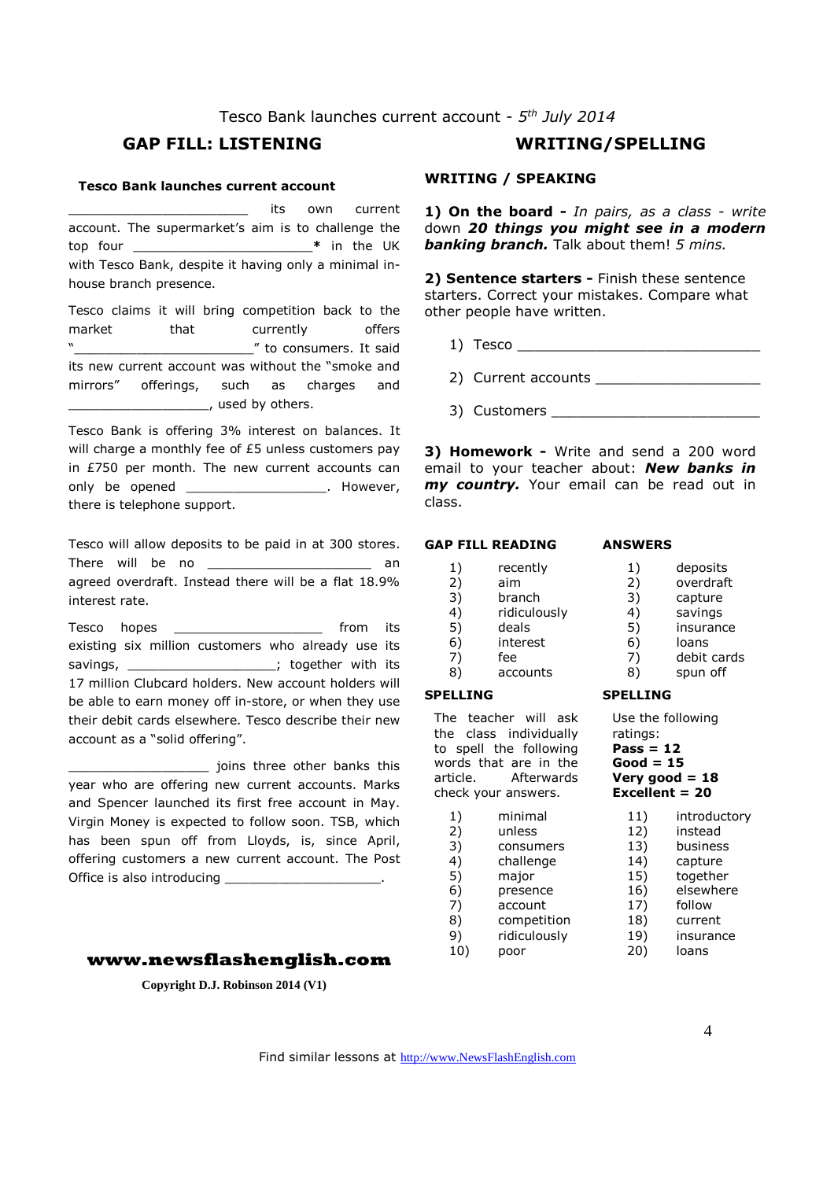Tesco Bank launches current account - 5th July 2014

## GAP FILL: LISTENING

**Tesco Bank launches current account**

_______________________ its own current account. The supermarket's aim is to challenge the top four _______________________**\*** in the UK with Tesco Bank, despite it having only a minimal in-house branch presence.

Tesco claims it will bring competition back to the market that currently offers "_______________________" to consumers. It said its new current account was without the "smoke and mirrors" offerings, such as charges and __________________, used by others.

Tesco Bank is offering 3% interest on balances. It will charge a monthly fee of £5 unless customers pay in £750 per month. The new current accounts can only be opened __________________. However, there is telephone support.

Tesco will allow deposits to be paid in at 300 stores. There will be no _____________________ an agreed overdraft. Instead there will be a flat 18.9% interest rate.

Tesco hopes ___________________ from its existing six million customers who already use its savings, ___________________; together with its 17 million Clubcard holders. New account holders will be able to earn money off in-store, or when they use their debit cards elsewhere. Tesco describe their new account as a "solid offering".

__________________ joins three other banks this year who are offering new current accounts. Marks and Spencer launched its first free account in May. Virgin Money is expected to follow soon. TSB, which has been spun off from Lloyds, is, since April, offering customers a new current account. The Post Office is also introducing ____________________.

**www.newsflashenglish.com**

**Copyright D.J. Robinson 2014 (V1)**

## WRITING/SPELLING

### WRITING / SPEAKING

**1) On the board -** *In pairs, as a class - write* down ***20 things you might see in a modern banking branch.*** Talk about them! *5 mins.*

**2) Sentence starters -** Finish these sentence starters. Correct your mistakes. Compare what other people have written.

1) Tesco ____________________________
2) Current accounts ___________________
3) Customers ________________________

**3) Homework -** Write and send a 200 word email to your teacher about: ***New banks in my country.*** Your email can be read out in class.

### GAP FILL READING

1) recently
2) aim
3) branch
4) ridiculously
5) deals
6) interest
7) fee
8) accounts

### ANSWERS

1) deposits
2) overdraft
3) capture
4) savings
5) insurance
6) loans
7) debit cards
8) spun off

### SPELLING

The teacher will ask the class individually to spell the following words that are in the article. Afterwards check your answers.

### SPELLING

Use the following ratings:
**Pass = 12**
**Good = 15**
**Very good = 18**
**Excellent = 20**

1) minimal
2) unless
3) consumers
4) challenge
5) major
6) presence
7) account
8) competition
9) ridiculously
10) poor
11) introductory
12) instead
13) business
14) capture
15) together
16) elsewhere
17) follow
18) current
19) insurance
20) loans

Find similar lessons at http://www.NewsFlashEnglish.com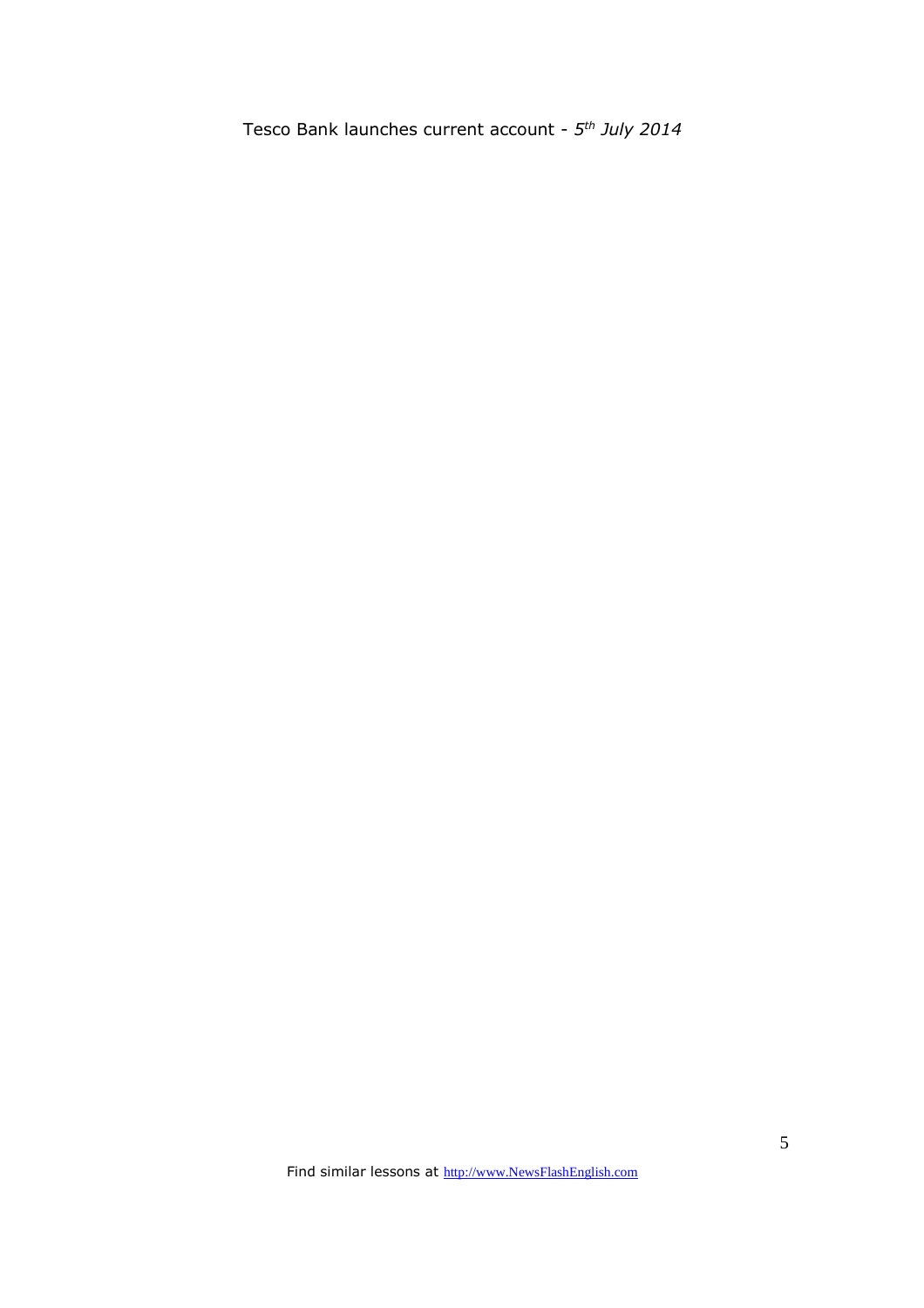Tesco Bank launches current account - *5th July 2014*